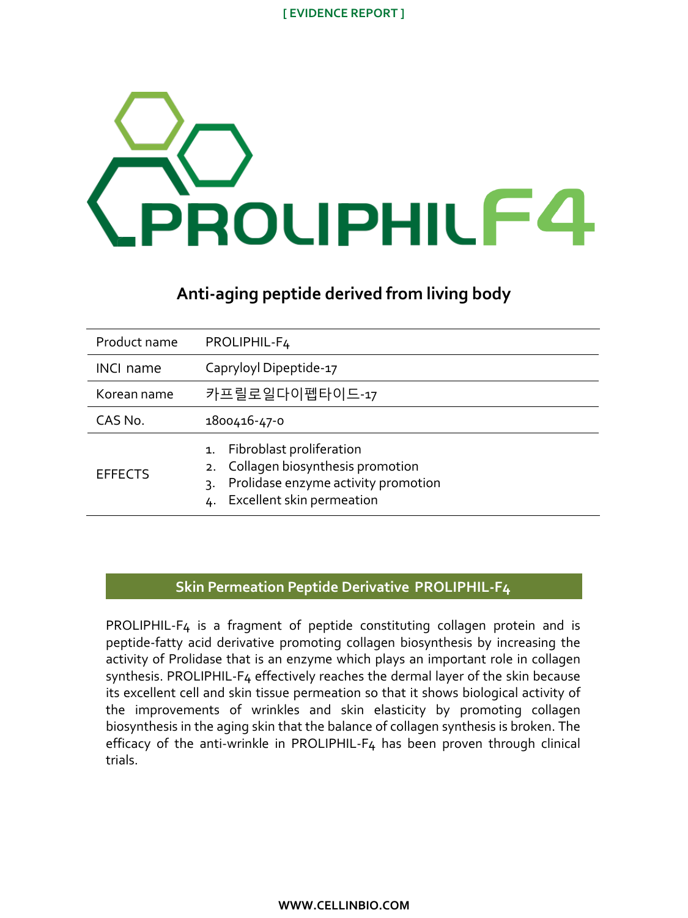[ EVIDENCE REPORT ]

# PROLIPHIL-F4

## Anti-aging peptide derived from living body

| Product name | PROLIPHIL-F4 |
|---|---|
| INCI name | Capryloyl Dipeptide-17 |
| Korean name | 카프릴로일다이펩타이드-17 |
| CAS No. | 1800416-47-0 |
| EFFECTS | 1. Fibroblast proliferation<br>2. Collagen biosynthesis promotion<br>3. Prolidase enzyme activity promotion<br>4. Excellent skin permeation |

## Skin Permeation Peptide Derivative PROLIPHIL-F4

PROLIPHIL-F4 is a fragment of peptide constituting collagen protein and is peptide-fatty acid derivative promoting collagen biosynthesis by increasing the activity of Prolidase that is an enzyme which plays an important role in collagen synthesis. PROLIPHIL-F4 effectively reaches the dermal layer of the skin because its excellent cell and skin tissue permeation so that it shows biological activity of the improvements of wrinkles and skin elasticity by promoting collagen biosynthesis in the aging skin that the balance of collagen synthesis is broken. The efficacy of the anti-wrinkle in PROLIPHIL-F4 has been proven through clinical trials.

WWW.CELLINBIO.COM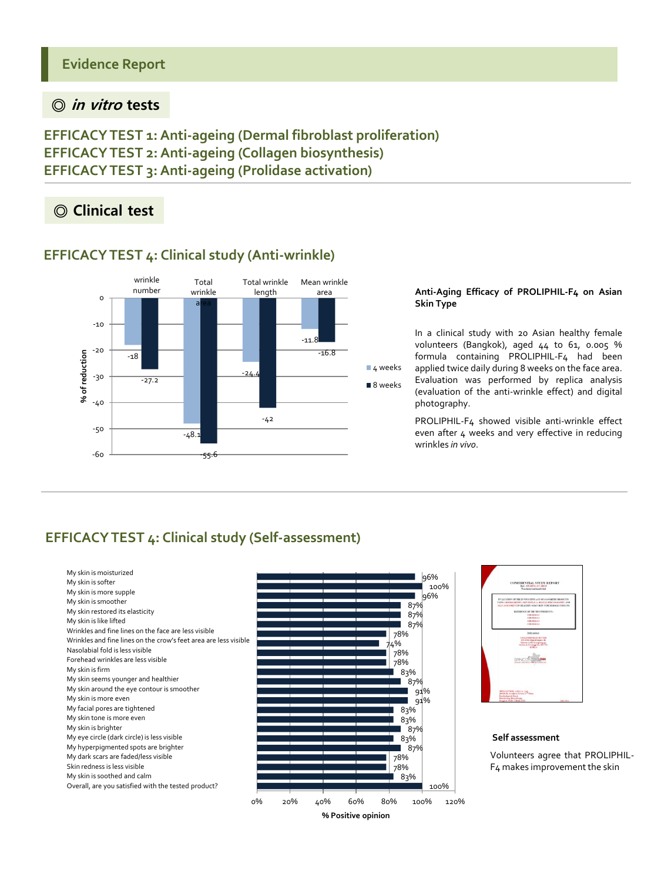## Evidence Report

### ◎ *in vitro* tests

**EFFICACY TEST 1: Anti-ageing (Dermal fibroblast proliferation)**
**EFFICACY TEST 2: Anti-ageing (Collagen biosynthesis)**
**EFFICACY TEST 3: Anti-ageing (Prolidase activation)**

---

### ◎ Clinical test

**EFFICACY TEST 4: Clinical study (Anti-wrinkle)**

wrinkle number
Total wrinkle area
Total wrinkle length
Mean wrinkle area

% of reduction

0
-10
-20
-30
-40
-50
-60

-18
-27.2
-48.1
-55.6
-24.4
-42
-11.8
-16.8

4 weeks
8 weeks

**Anti-Aging Efficacy of PROLIPHIL-F4 on Asian Skin Type**

In a clinical study with 20 Asian healthy female volunteers (Bangkok), aged 44 to 61, 0.005 % formula containing PROLIPHIL-F4 had been applied twice daily during 8 weeks on the face area. Evaluation was performed by replica analysis (evaluation of the anti-wrinkle effect) and digital photography.

PROLIPHIL-F4 showed visible anti-wrinkle effect even after 4 weeks and very effective in reducing wrinkles *in vivo*.

---

**EFFICACY TEST 4: Clinical study (Self-assessment)**

My skin is moisturized 96%
My skin is softer 100%
My skin is more supple 96%
My skin is smoother 87%
My skin restored its elasticity 87%
My skin is like lifted 87%
Wrinkles and fine lines on the face are less visible 78%
Wrinkles and fine lines on the crow's feet area are less visible 74%
Nasolabial fold is less visible 78%
Forehead wrinkles are less visible 78%
My skin is firm 83%
My skin seems younger and healthier 87%
My skin around the eye contour is smoother 91%
My skin is more even 91%
My facial pores are tightened 83%
My skin tone is more even 83%
My skin is brighter 87%
My eye circle (dark circle) is less visible 83%
My hyperpigmented spots are brighter 87%
My dark scars are faded/less visible 78%
Skin redness is less visible 78%
My skin is soothed and calm 83%
Overall, are you satisfied with the tested product? 100%

0% 20% 40% 60% 80% 100% 120%
% Positive opinion

**Self assessment**

Volunteers agree that PROLIPHIL-F4 makes improvement the skin